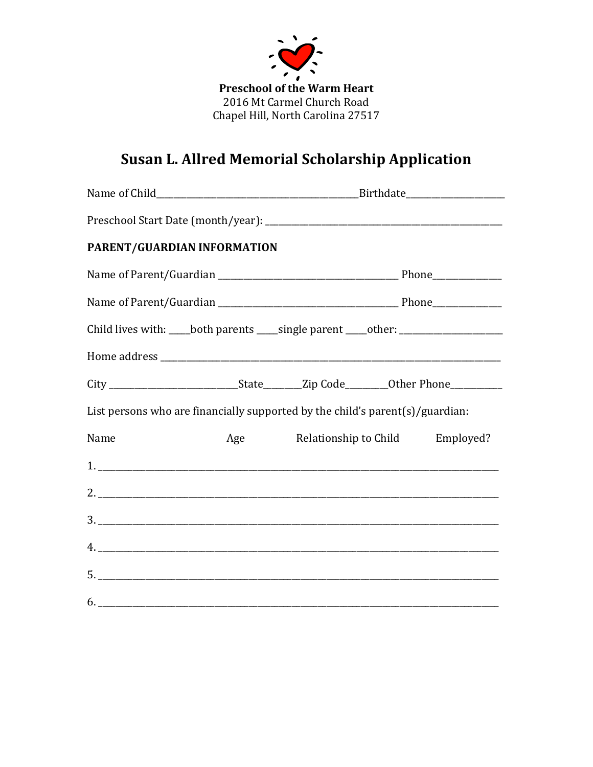**Preschool of the Warm Heart**
2016 Mt Carmel Church Road
Chapel Hill, North Carolina 27517

# Susan L. Allred Memorial Scholarship Application

Name of Child_____________________________________________Birthdate______________________

Preschool Start Date (month/year): _____________________________________________________

**PARENT/GUARDIAN INFORMATION**

Name of Parent/Guardian ________________________________________ Phone_______________

Name of Parent/Guardian ________________________________________ Phone_______________

Child lives with: _____both parents _____single parent _____other: _______________________

Home address ___________________________________________________________________________

City ____________________________State________Zip Code_________Other Phone___________

List persons who are financially supported by the child's parent(s)/guardian:

Name Age Relationship to Child Employed?

1. ________________________________________________________________________________________

2. ________________________________________________________________________________________

3. ________________________________________________________________________________________

4. ________________________________________________________________________________________

5. ________________________________________________________________________________________

6. ________________________________________________________________________________________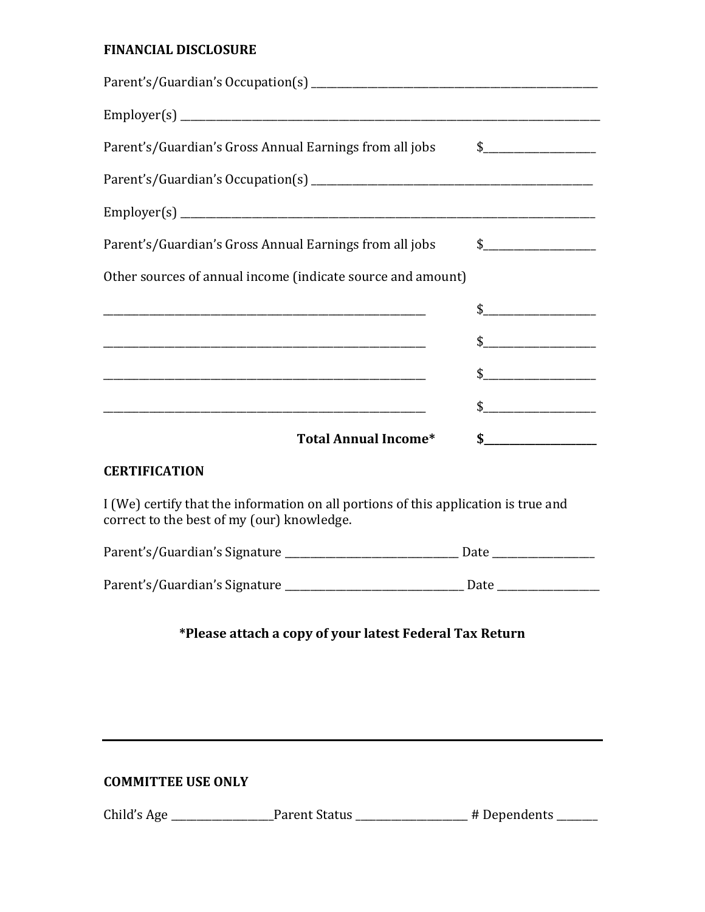## FINANCIAL DISCLOSURE

Parent's/Guardian's Occupation(s) ____________________________________________

Employer(s) ____________________________________________

Parent's/Guardian's Gross Annual Earnings from all jobs $____________

Parent's/Guardian's Occupation(s) ____________________________________________

Employer(s) ____________________________________________

Parent's/Guardian's Gross Annual Earnings from all jobs $____________

Other sources of annual income (indicate source and amount)

____________________________________________ $____________

____________________________________________ $____________

____________________________________________ $____________

____________________________________________ $____________

**Total Annual Income*** **$____________**

## CERTIFICATION

I (We) certify that the information on all portions of this application is true and correct to the best of my (our) knowledge.

Parent's/Guardian's Signature ______________________ Date ____________

Parent's/Guardian's Signature ______________________ Date ____________

**\*Please attach a copy of your latest Federal Tax Return**

---

## COMMITTEE USE ONLY

Child's Age ____________ Parent Status ____________ # Dependents ______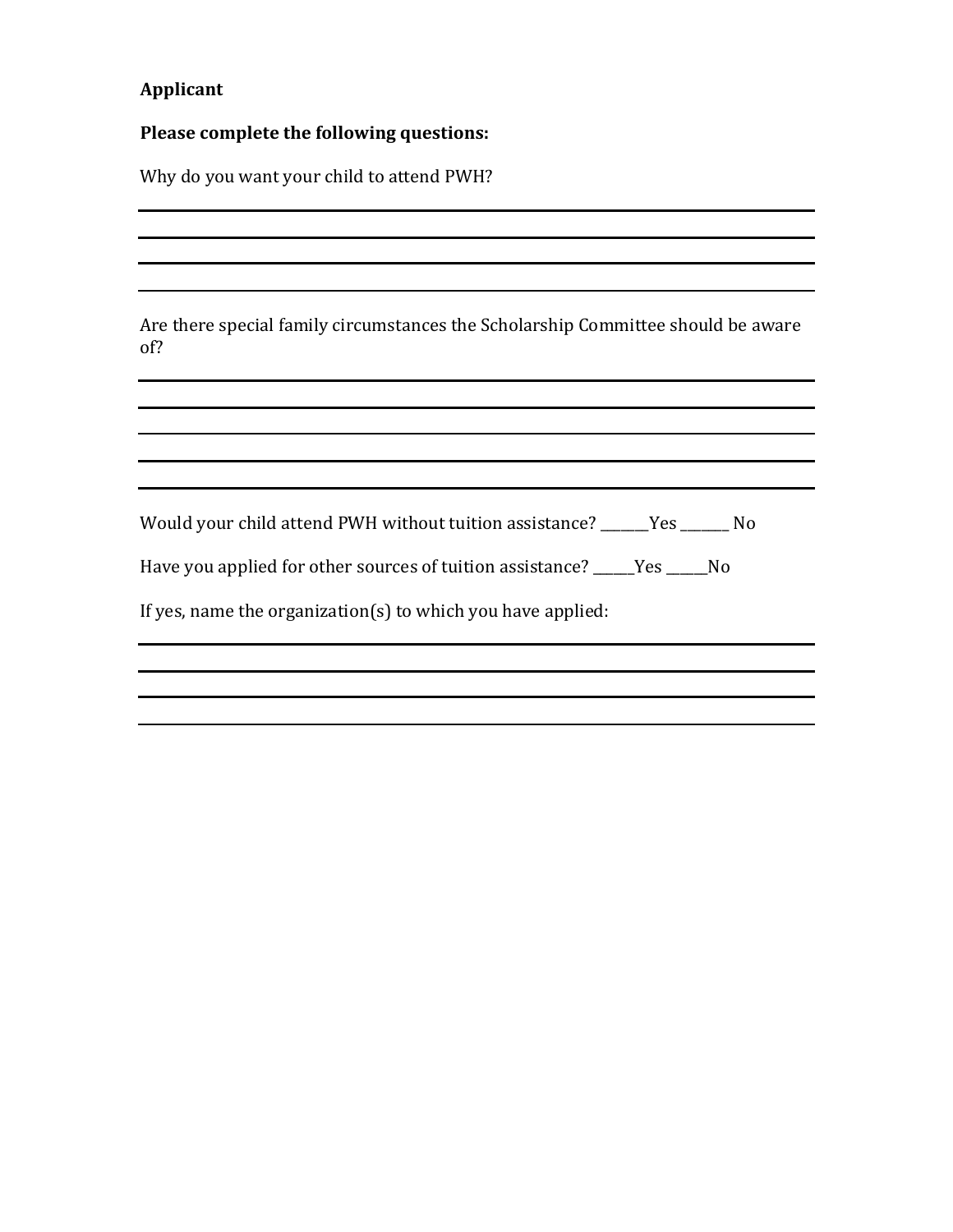**Applicant**

**Please complete the following questions:**

Why do you want your child to attend PWH?

______________________________________________________________________

______________________________________________________________________

______________________________________________________________________

______________________________________________________________________

Are there special family circumstances the Scholarship Committee should be aware of?

______________________________________________________________________

______________________________________________________________________

______________________________________________________________________

______________________________________________________________________

______________________________________________________________________

Would your child attend PWH without tuition assistance? _______Yes _______ No

Have you applied for other sources of tuition assistance? ______Yes ______No

If yes, name the organization(s) to which you have applied:

______________________________________________________________________

______________________________________________________________________

______________________________________________________________________

______________________________________________________________________